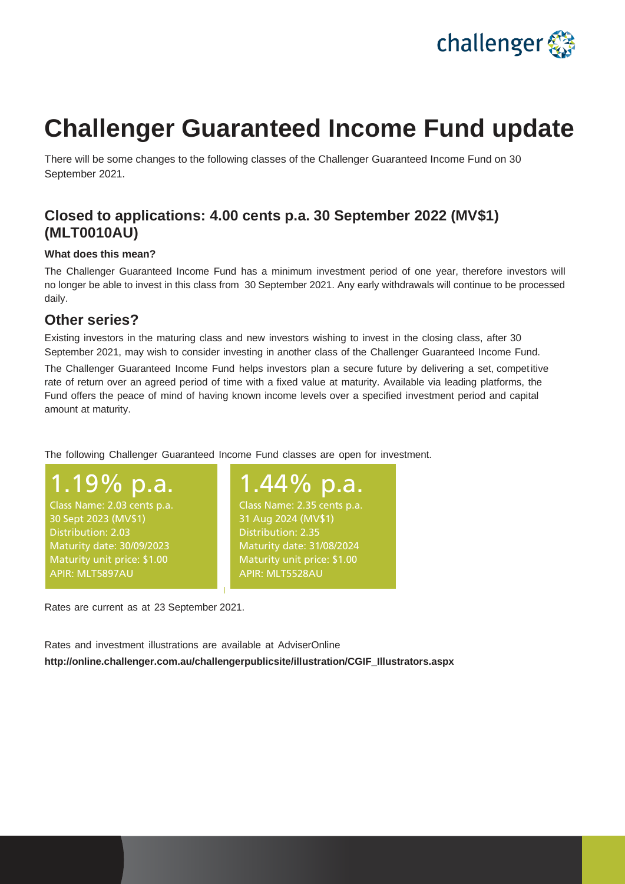# Challenger Guaranteed Income Fund update

There will be some changes to the following classes of the Challenger Guaranteed Income Fund on 30 September 2021.

## Closed to applications: 4.00 cents p.a. 30 September 2022 (MV$1) (MLT0010AU)

**What does this mean?**

The Challenger Guaranteed Income Fund has a minimum investment period of one year, therefore investors will no longer be able to invest in this class from 30 September 2021. Any early withdrawals will continue to be processed daily.

## Other series?

Existing investors in the maturing class and new investors wishing to invest in the closing class, after 30 September 2021, may wish to consider investing in another class of the Challenger Guaranteed Income Fund.

The Challenger Guaranteed Income Fund helps investors plan a secure future by delivering a set, competitive rate of return over an agreed period of time with a fixed value at maturity. Available via leading platforms, the Fund offers the peace of mind of having known income levels over a specified investment period and capital amount at maturity.

The following Challenger Guaranteed Income Fund classes are open for investment.

**1.19% p.a.**

Class Name: 2.03 cents p.a. 30 Sept 2023 (MV$1)
Distribution: 2.03
Maturity date: 30/09/2023
Maturity unit price: $1.00
APIR: MLT5897AU

**1.44% p.a.**

Class Name: 2.35 cents p.a. 31 Aug 2024 (MV$1)
Distribution: 2.35
Maturity date: 31/08/2024
Maturity unit price: $1.00
APIR: MLT5528AU

Rates are current as at 23 September 2021.

Rates and investment illustrations are available at AdviserOnline
**http://online.challenger.com.au/challengerpublicsite/illustration/CGIF_Illustrators.aspx**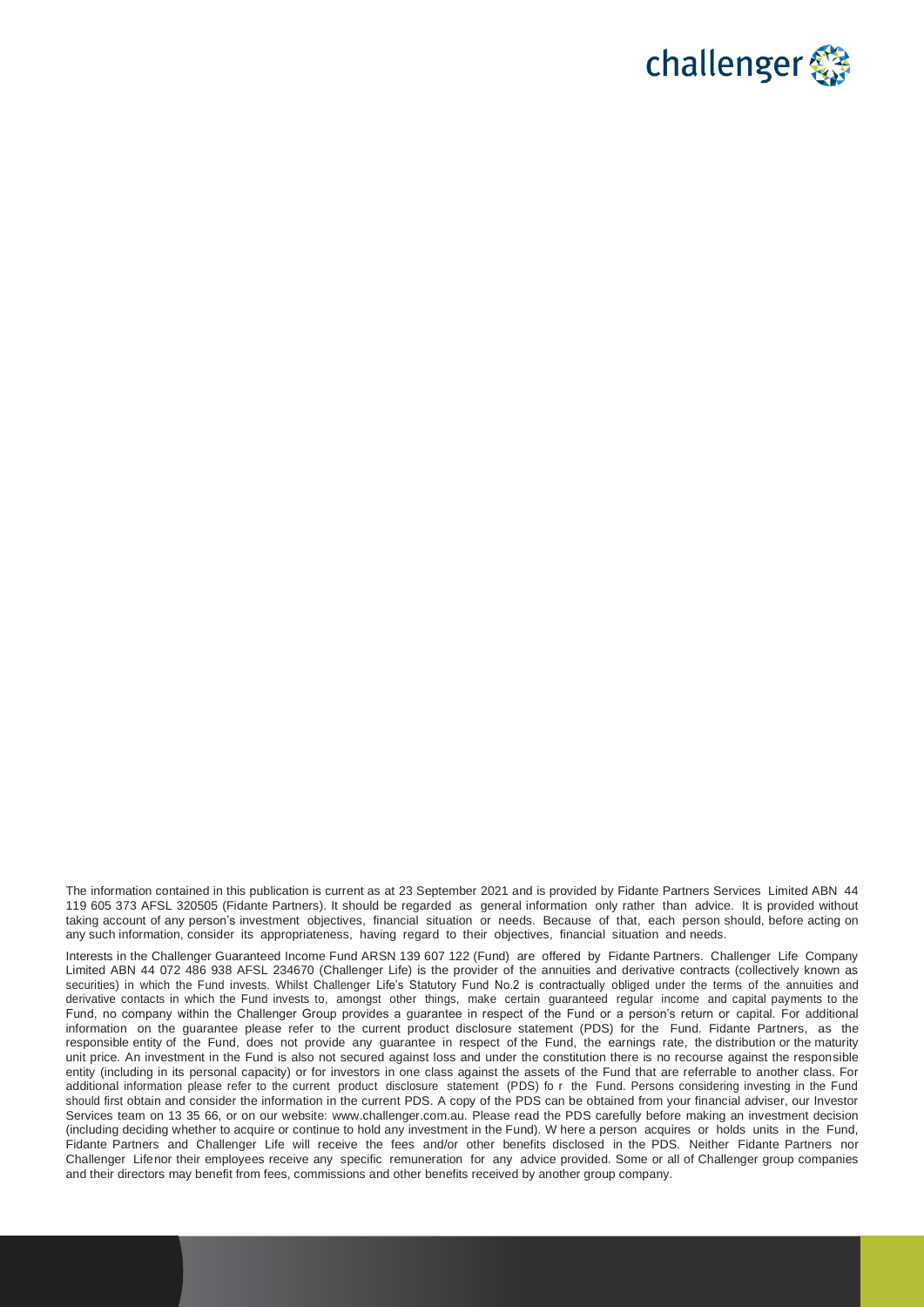The information contained in this publication is current as at 23 September 2021 and is provided by Fidante Partners Services Limited ABN 44 119 605 373 AFSL 320505 (Fidante Partners). It should be regarded as general information only rather than advice. It is provided without taking account of any person's investment objectives, financial situation or needs. Because of that, each person should, before acting on any such information, consider its appropriateness, having regard to their objectives, financial situation and needs.

Interests in the Challenger Guaranteed Income Fund ARSN 139 607 122 (Fund) are offered by Fidante Partners. Challenger Life Company Limited ABN 44 072 486 938 AFSL 234670 (Challenger Life) is the provider of the annuities and derivative contracts (collectively known as securities) in which the Fund invests. Whilst Challenger Life's Statutory Fund No.2 is contractually obliged under the terms of the annuities and derivative contacts in which the Fund invests to, amongst other things, make certain guaranteed regular income and capital payments to the Fund, no company within the Challenger Group provides a guarantee in respect of the Fund or a person's return or capital. For additional information on the guarantee please refer to the current product disclosure statement (PDS) for the Fund. Fidante Partners, as the responsible entity of the Fund, does not provide any guarantee in respect of the Fund, the earnings rate, the distribution or the maturity unit price. An investment in the Fund is also not secured against loss and under the constitution there is no recourse against the responsible entity (including in its personal capacity) or for investors in one class against the assets of the Fund that are referrable to another class. For additional information please refer to the current product disclosure statement (PDS) fo r the Fund. Persons considering investing in the Fund should first obtain and consider the information in the current PDS. A copy of the PDS can be obtained from your financial adviser, our Investor Services team on 13 35 66, or on our website: www.challenger.com.au. Please read the PDS carefully before making an investment decision (including deciding whether to acquire or continue to hold any investment in the Fund). W here a person acquires or holds units in the Fund, Fidante Partners and Challenger Life will receive the fees and/or other benefits disclosed in the PDS. Neither Fidante Partners nor Challenger Lifenor their employees receive any specific remuneration for any advice provided. Some or all of Challenger group companies and their directors may benefit from fees, commissions and other benefits received by another group company.